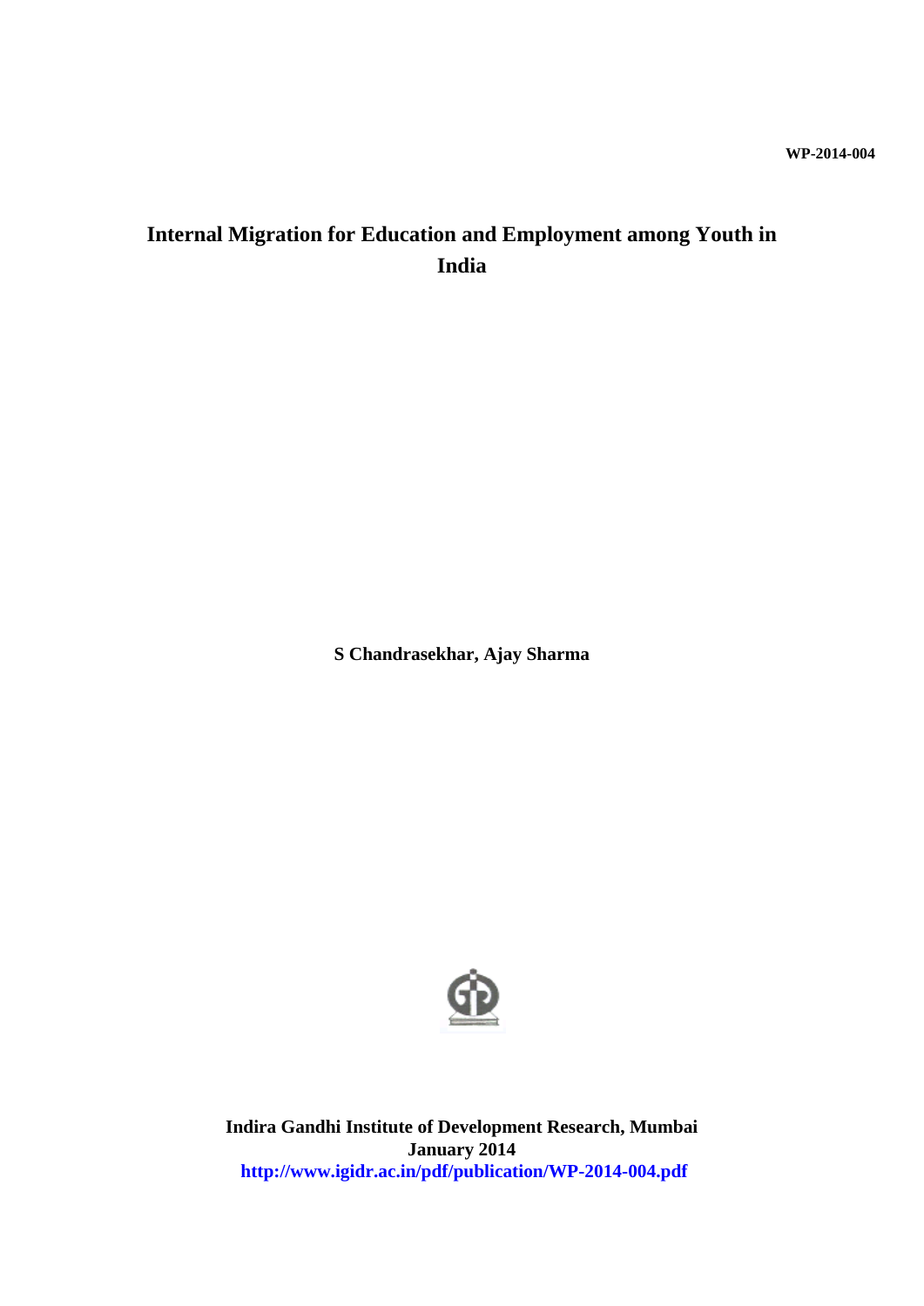WP-2014-004

# Internal Migration for Education and Employment among Youth in India

**S Chandrasekhar, Ajay Sharma**

**Indira Gandhi Institute of Development Research, Mumbai**
**January 2014**
**http://www.igidr.ac.in/pdf/publication/WP-2014-004.pdf**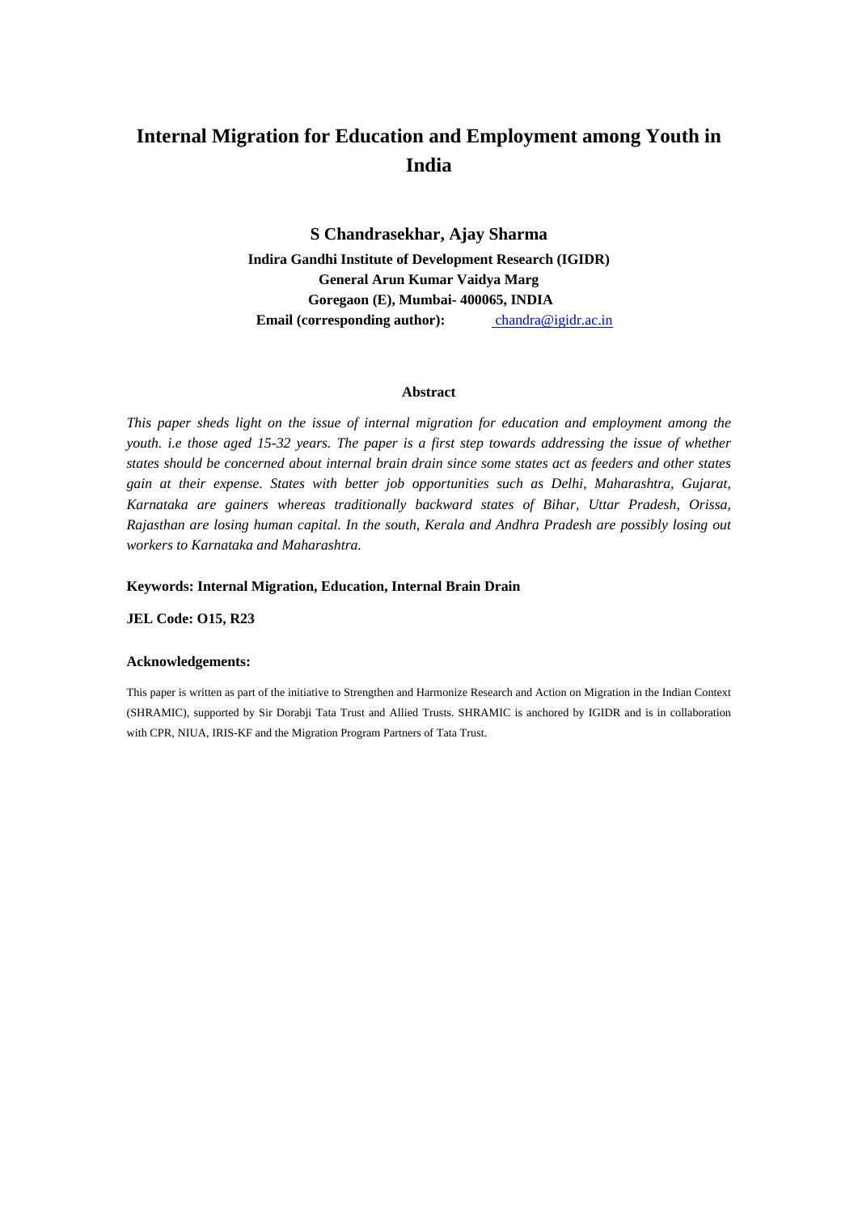# Internal Migration for Education and Employment among Youth in India

**S Chandrasekhar, Ajay Sharma**

**Indira Gandhi Institute of Development Research (IGIDR)**
**General Arun Kumar Vaidya Marg**
**Goregaon (E), Mumbai- 400065, INDIA**
**Email (corresponding author):** chandra@igidr.ac.in

### Abstract

*This paper sheds light on the issue of internal migration for education and employment among the youth. i.e those aged 15-32 years. The paper is a first step towards addressing the issue of whether states should be concerned about internal brain drain since some states act as feeders and other states gain at their expense. States with better job opportunities such as Delhi, Maharashtra, Gujarat, Karnataka are gainers whereas traditionally backward states of Bihar, Uttar Pradesh, Orissa, Rajasthan are losing human capital. In the south, Kerala and Andhra Pradesh are possibly losing out workers to Karnataka and Maharashtra.*

**Keywords: Internal Migration, Education, Internal Brain Drain**

**JEL Code: O15, R23**

**Acknowledgements:**

This paper is written as part of the initiative to Strengthen and Harmonize Research and Action on Migration in the Indian Context (SHRAMIC), supported by Sir Dorabji Tata Trust and Allied Trusts. SHRAMIC is anchored by IGIDR and is in collaboration with CPR, NIUA, IRIS-KF and the Migration Program Partners of Tata Trust.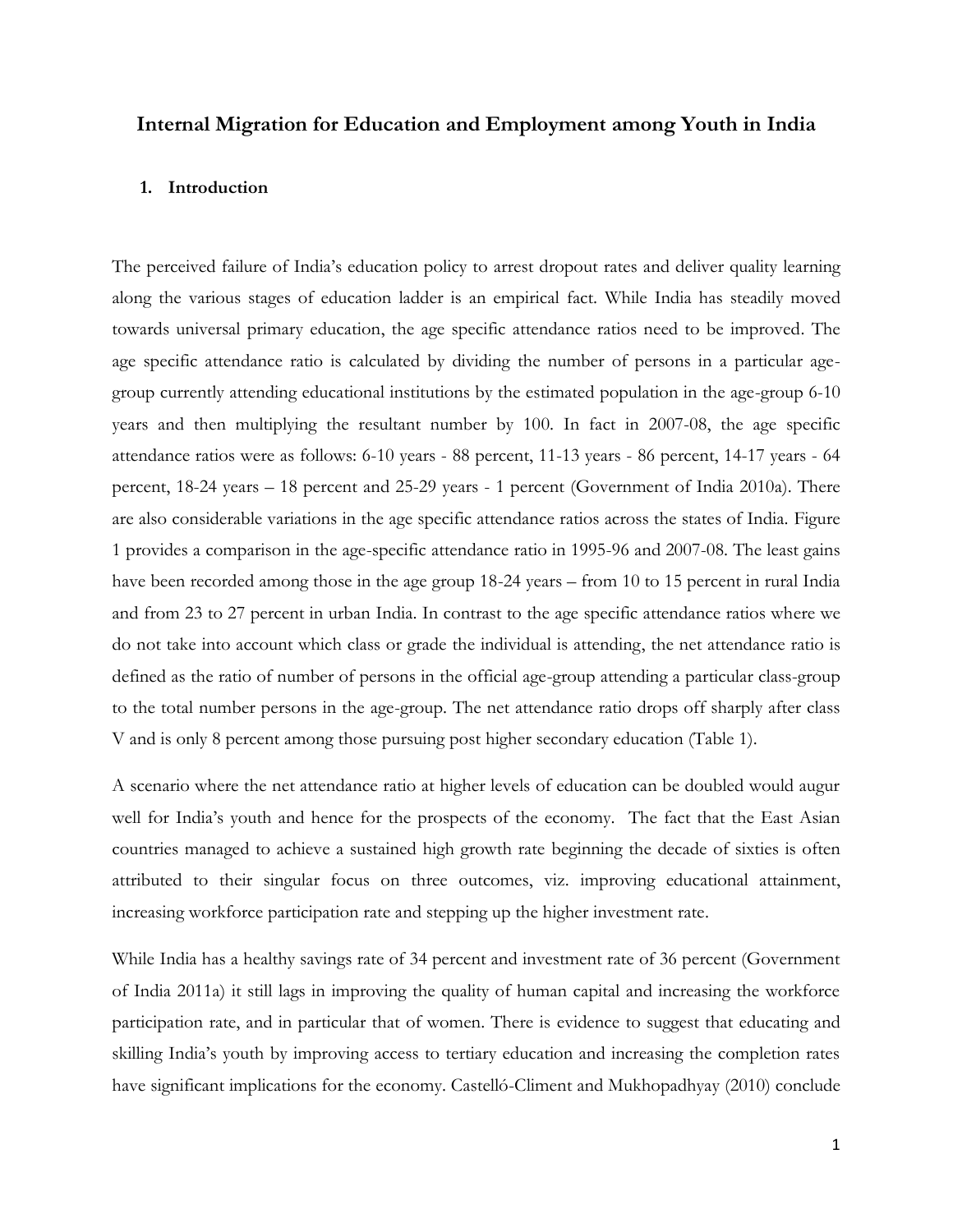# Internal Migration for Education and Employment among Youth in India

## 1. Introduction

The perceived failure of India's education policy to arrest dropout rates and deliver quality learning along the various stages of education ladder is an empirical fact. While India has steadily moved towards universal primary education, the age specific attendance ratios need to be improved. The age specific attendance ratio is calculated by dividing the number of persons in a particular age-group currently attending educational institutions by the estimated population in the age-group 6-10 years and then multiplying the resultant number by 100. In fact in 2007-08, the age specific attendance ratios were as follows: 6-10 years - 88 percent, 11-13 years - 86 percent, 14-17 years - 64 percent, 18-24 years – 18 percent and 25-29 years - 1 percent (Government of India 2010a). There are also considerable variations in the age specific attendance ratios across the states of India. Figure 1 provides a comparison in the age-specific attendance ratio in 1995-96 and 2007-08. The least gains have been recorded among those in the age group 18-24 years – from 10 to 15 percent in rural India and from 23 to 27 percent in urban India. In contrast to the age specific attendance ratios where we do not take into account which class or grade the individual is attending, the net attendance ratio is defined as the ratio of number of persons in the official age-group attending a particular class-group to the total number persons in the age-group. The net attendance ratio drops off sharply after class V and is only 8 percent among those pursuing post higher secondary education (Table 1).

A scenario where the net attendance ratio at higher levels of education can be doubled would augur well for India's youth and hence for the prospects of the economy. The fact that the East Asian countries managed to achieve a sustained high growth rate beginning the decade of sixties is often attributed to their singular focus on three outcomes, viz. improving educational attainment, increasing workforce participation rate and stepping up the higher investment rate.

While India has a healthy savings rate of 34 percent and investment rate of 36 percent (Government of India 2011a) it still lags in improving the quality of human capital and increasing the workforce participation rate, and in particular that of women. There is evidence to suggest that educating and skilling India's youth by improving access to tertiary education and increasing the completion rates have significant implications for the economy. Castelló-Climent and Mukhopadhyay (2010) conclude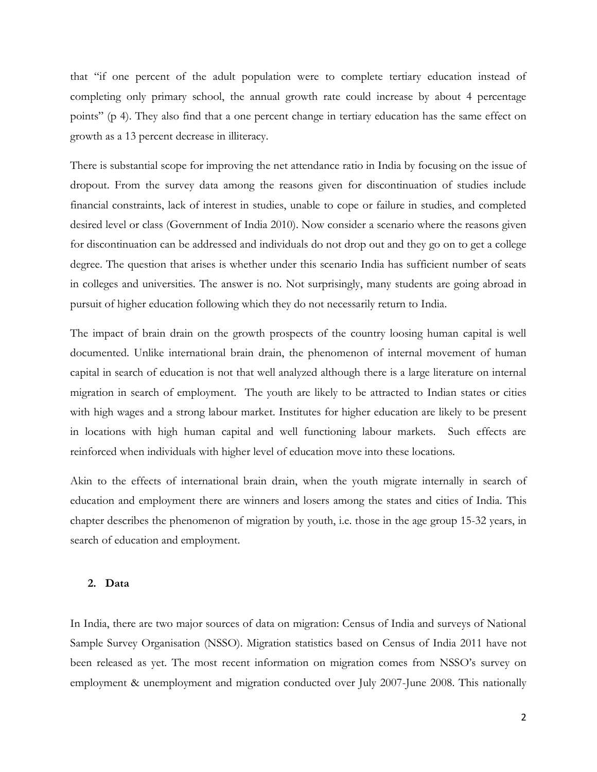that "if one percent of the adult population were to complete tertiary education instead of completing only primary school, the annual growth rate could increase by about 4 percentage points" (p 4). They also find that a one percent change in tertiary education has the same effect on growth as a 13 percent decrease in illiteracy.

There is substantial scope for improving the net attendance ratio in India by focusing on the issue of dropout. From the survey data among the reasons given for discontinuation of studies include financial constraints, lack of interest in studies, unable to cope or failure in studies, and completed desired level or class (Government of India 2010). Now consider a scenario where the reasons given for discontinuation can be addressed and individuals do not drop out and they go on to get a college degree. The question that arises is whether under this scenario India has sufficient number of seats in colleges and universities. The answer is no. Not surprisingly, many students are going abroad in pursuit of higher education following which they do not necessarily return to India.

The impact of brain drain on the growth prospects of the country loosing human capital is well documented. Unlike international brain drain, the phenomenon of internal movement of human capital in search of education is not that well analyzed although there is a large literature on internal migration in search of employment. The youth are likely to be attracted to Indian states or cities with high wages and a strong labour market. Institutes for higher education are likely to be present in locations with high human capital and well functioning labour markets. Such effects are reinforced when individuals with higher level of education move into these locations.

Akin to the effects of international brain drain, when the youth migrate internally in search of education and employment there are winners and losers among the states and cities of India. This chapter describes the phenomenon of migration by youth, i.e. those in the age group 15-32 years, in search of education and employment.

## 2. Data

In India, there are two major sources of data on migration: Census of India and surveys of National Sample Survey Organisation (NSSO). Migration statistics based on Census of India 2011 have not been released as yet. The most recent information on migration comes from NSSO's survey on employment & unemployment and migration conducted over July 2007-June 2008. This nationally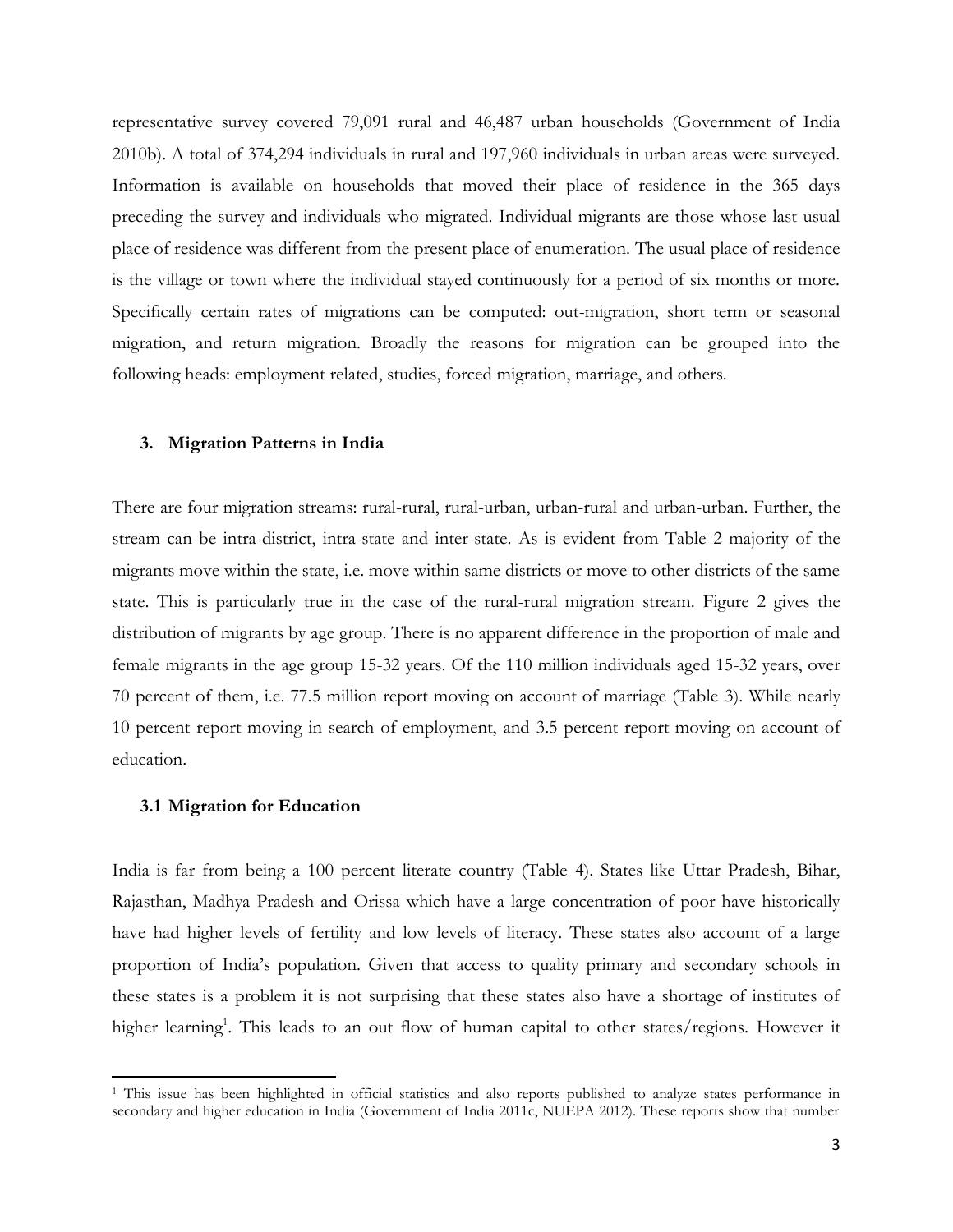representative survey covered 79,091 rural and 46,487 urban households (Government of India 2010b). A total of 374,294 individuals in rural and 197,960 individuals in urban areas were surveyed. Information is available on households that moved their place of residence in the 365 days preceding the survey and individuals who migrated. Individual migrants are those whose last usual place of residence was different from the present place of enumeration. The usual place of residence is the village or town where the individual stayed continuously for a period of six months or more. Specifically certain rates of migrations can be computed: out-migration, short term or seasonal migration, and return migration. Broadly the reasons for migration can be grouped into the following heads: employment related, studies, forced migration, marriage, and others.

## 3. Migration Patterns in India

There are four migration streams: rural-rural, rural-urban, urban-rural and urban-urban. Further, the stream can be intra-district, intra-state and inter-state. As is evident from Table 2 majority of the migrants move within the state, i.e. move within same districts or move to other districts of the same state. This is particularly true in the case of the rural-rural migration stream. Figure 2 gives the distribution of migrants by age group. There is no apparent difference in the proportion of male and female migrants in the age group 15-32 years. Of the 110 million individuals aged 15-32 years, over 70 percent of them, i.e. 77.5 million report moving on account of marriage (Table 3). While nearly 10 percent report moving in search of employment, and 3.5 percent report moving on account of education.

### 3.1 Migration for Education

India is far from being a 100 percent literate country (Table 4). States like Uttar Pradesh, Bihar, Rajasthan, Madhya Pradesh and Orissa which have a large concentration of poor have historically have had higher levels of fertility and low levels of literacy. These states also account of a large proportion of India's population. Given that access to quality primary and secondary schools in these states is a problem it is not surprising that these states also have a shortage of institutes of higher learning[1]. This leads to an out flow of human capital to other states/regions. However it

[1] This issue has been highlighted in official statistics and also reports published to analyze states performance in secondary and higher education in India (Government of India 2011c, NUEPA 2012). These reports show that number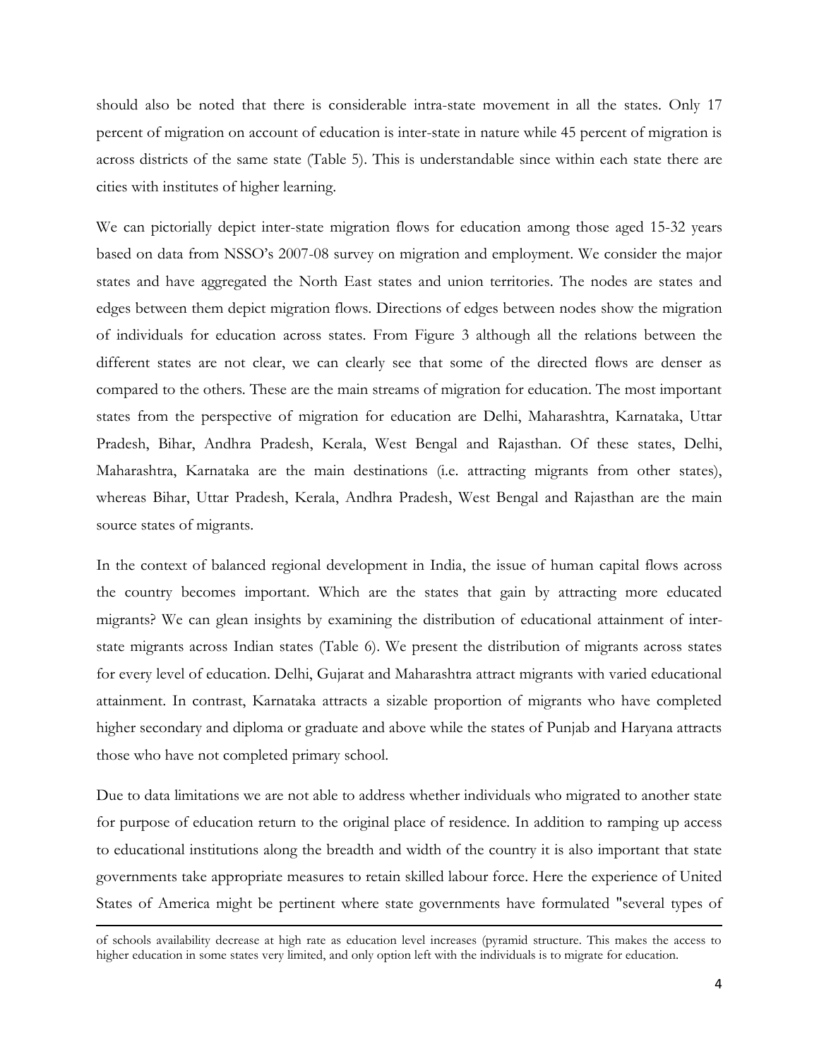should also be noted that there is considerable intra-state movement in all the states. Only 17 percent of migration on account of education is inter-state in nature while 45 percent of migration is across districts of the same state (Table 5). This is understandable since within each state there are cities with institutes of higher learning.

We can pictorially depict inter-state migration flows for education among those aged 15-32 years based on data from NSSO's 2007-08 survey on migration and employment. We consider the major states and have aggregated the North East states and union territories. The nodes are states and edges between them depict migration flows. Directions of edges between nodes show the migration of individuals for education across states. From Figure 3 although all the relations between the different states are not clear, we can clearly see that some of the directed flows are denser as compared to the others. These are the main streams of migration for education. The most important states from the perspective of migration for education are Delhi, Maharashtra, Karnataka, Uttar Pradesh, Bihar, Andhra Pradesh, Kerala, West Bengal and Rajasthan. Of these states, Delhi, Maharashtra, Karnataka are the main destinations (i.e. attracting migrants from other states), whereas Bihar, Uttar Pradesh, Kerala, Andhra Pradesh, West Bengal and Rajasthan are the main source states of migrants.

In the context of balanced regional development in India, the issue of human capital flows across the country becomes important. Which are the states that gain by attracting more educated migrants? We can glean insights by examining the distribution of educational attainment of inter-state migrants across Indian states (Table 6). We present the distribution of migrants across states for every level of education. Delhi, Gujarat and Maharashtra attract migrants with varied educational attainment. In contrast, Karnataka attracts a sizable proportion of migrants who have completed higher secondary and diploma or graduate and above while the states of Punjab and Haryana attracts those who have not completed primary school.

Due to data limitations we are not able to address whether individuals who migrated to another state for purpose of education return to the original place of residence. In addition to ramping up access to educational institutions along the breadth and width of the country it is also important that state governments take appropriate measures to retain skilled labour force. Here the experience of United States of America might be pertinent where state governments have formulated "several types of

---

of schools availability decrease at high rate as education level increases (pyramid structure. This makes the access to higher education in some states very limited, and only option left with the individuals is to migrate for education.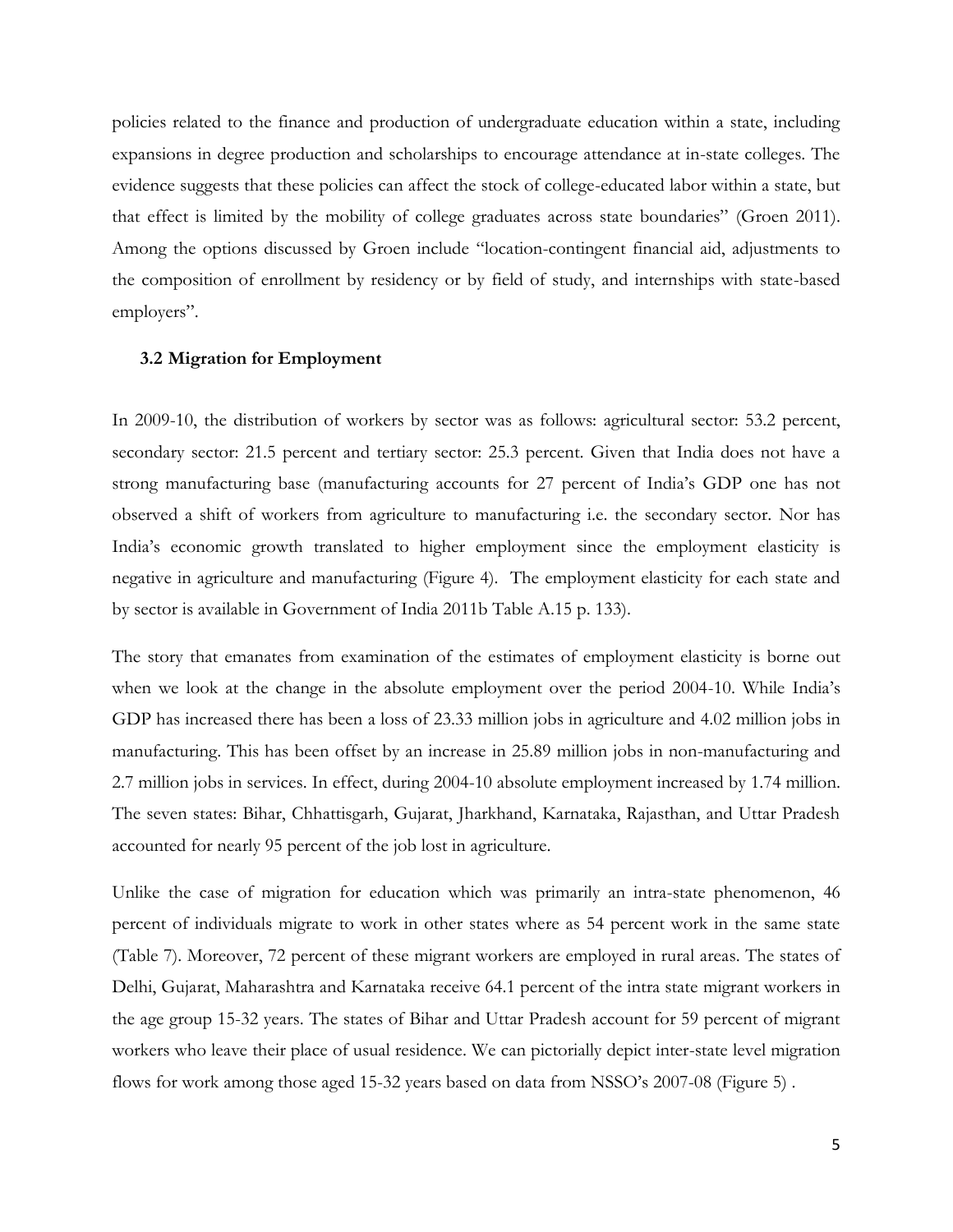policies related to the finance and production of undergraduate education within a state, including expansions in degree production and scholarships to encourage attendance at in-state colleges. The evidence suggests that these policies can affect the stock of college-educated labor within a state, but that effect is limited by the mobility of college graduates across state boundaries" (Groen 2011). Among the options discussed by Groen include "location-contingent financial aid, adjustments to the composition of enrollment by residency or by field of study, and internships with state-based employers".

### 3.2 Migration for Employment

In 2009-10, the distribution of workers by sector was as follows: agricultural sector: 53.2 percent, secondary sector: 21.5 percent and tertiary sector: 25.3 percent. Given that India does not have a strong manufacturing base (manufacturing accounts for 27 percent of India's GDP one has not observed a shift of workers from agriculture to manufacturing i.e. the secondary sector. Nor has India's economic growth translated to higher employment since the employment elasticity is negative in agriculture and manufacturing (Figure 4). The employment elasticity for each state and by sector is available in Government of India 2011b Table A.15 p. 133).

The story that emanates from examination of the estimates of employment elasticity is borne out when we look at the change in the absolute employment over the period 2004-10. While India's GDP has increased there has been a loss of 23.33 million jobs in agriculture and 4.02 million jobs in manufacturing. This has been offset by an increase in 25.89 million jobs in non-manufacturing and 2.7 million jobs in services. In effect, during 2004-10 absolute employment increased by 1.74 million. The seven states: Bihar, Chhattisgarh, Gujarat, Jharkhand, Karnataka, Rajasthan, and Uttar Pradesh accounted for nearly 95 percent of the job lost in agriculture.

Unlike the case of migration for education which was primarily an intra-state phenomenon, 46 percent of individuals migrate to work in other states where as 54 percent work in the same state (Table 7). Moreover, 72 percent of these migrant workers are employed in rural areas. The states of Delhi, Gujarat, Maharashtra and Karnataka receive 64.1 percent of the intra state migrant workers in the age group 15-32 years. The states of Bihar and Uttar Pradesh account for 59 percent of migrant workers who leave their place of usual residence. We can pictorially depict inter-state level migration flows for work among those aged 15-32 years based on data from NSSO's 2007-08 (Figure 5) .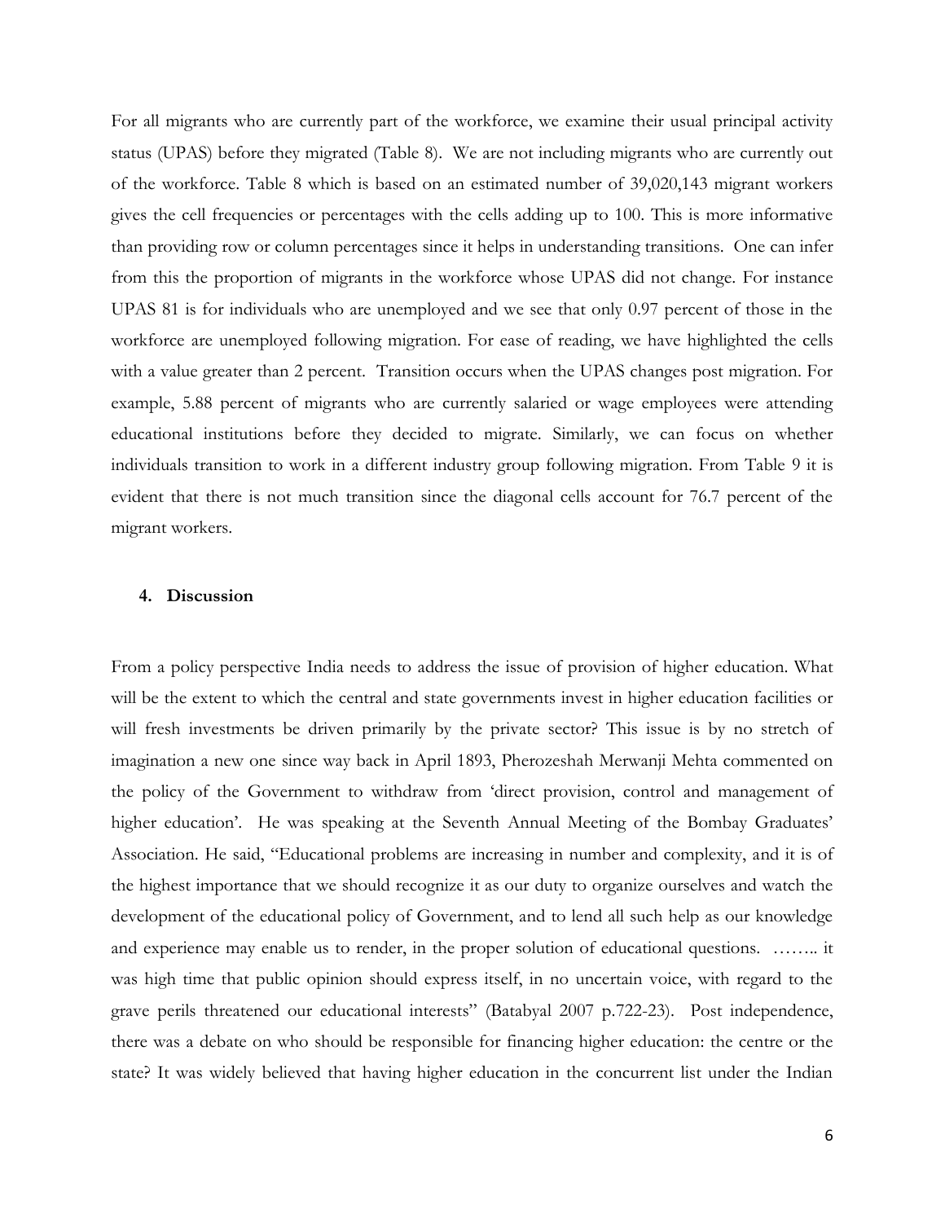For all migrants who are currently part of the workforce, we examine their usual principal activity status (UPAS) before they migrated (Table 8). We are not including migrants who are currently out of the workforce. Table 8 which is based on an estimated number of 39,020,143 migrant workers gives the cell frequencies or percentages with the cells adding up to 100. This is more informative than providing row or column percentages since it helps in understanding transitions. One can infer from this the proportion of migrants in the workforce whose UPAS did not change. For instance UPAS 81 is for individuals who are unemployed and we see that only 0.97 percent of those in the workforce are unemployed following migration. For ease of reading, we have highlighted the cells with a value greater than 2 percent. Transition occurs when the UPAS changes post migration. For example, 5.88 percent of migrants who are currently salaried or wage employees were attending educational institutions before they decided to migrate. Similarly, we can focus on whether individuals transition to work in a different industry group following migration. From Table 9 it is evident that there is not much transition since the diagonal cells account for 76.7 percent of the migrant workers.

## 4. Discussion

From a policy perspective India needs to address the issue of provision of higher education. What will be the extent to which the central and state governments invest in higher education facilities or will fresh investments be driven primarily by the private sector? This issue is by no stretch of imagination a new one since way back in April 1893, Pherozeshah Merwanji Mehta commented on the policy of the Government to withdraw from 'direct provision, control and management of higher education'. He was speaking at the Seventh Annual Meeting of the Bombay Graduates' Association. He said, "Educational problems are increasing in number and complexity, and it is of the highest importance that we should recognize it as our duty to organize ourselves and watch the development of the educational policy of Government, and to lend all such help as our knowledge and experience may enable us to render, in the proper solution of educational questions. …….. it was high time that public opinion should express itself, in no uncertain voice, with regard to the grave perils threatened our educational interests" (Batabyal 2007 p.722-23). Post independence, there was a debate on who should be responsible for financing higher education: the centre or the state? It was widely believed that having higher education in the concurrent list under the Indian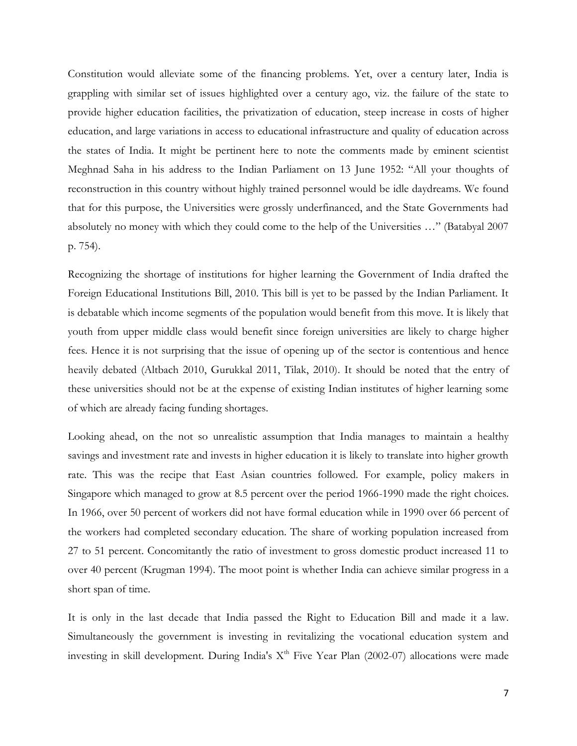Constitution would alleviate some of the financing problems. Yet, over a century later, India is grappling with similar set of issues highlighted over a century ago, viz. the failure of the state to provide higher education facilities, the privatization of education, steep increase in costs of higher education, and large variations in access to educational infrastructure and quality of education across the states of India. It might be pertinent here to note the comments made by eminent scientist Meghnad Saha in his address to the Indian Parliament on 13 June 1952: "All your thoughts of reconstruction in this country without highly trained personnel would be idle daydreams. We found that for this purpose, the Universities were grossly underfinanced, and the State Governments had absolutely no money with which they could come to the help of the Universities …" (Batabyal 2007 p. 754).

Recognizing the shortage of institutions for higher learning the Government of India drafted the Foreign Educational Institutions Bill, 2010. This bill is yet to be passed by the Indian Parliament. It is debatable which income segments of the population would benefit from this move. It is likely that youth from upper middle class would benefit since foreign universities are likely to charge higher fees. Hence it is not surprising that the issue of opening up of the sector is contentious and hence heavily debated (Altbach 2010, Gurukkal 2011, Tilak, 2010). It should be noted that the entry of these universities should not be at the expense of existing Indian institutes of higher learning some of which are already facing funding shortages.

Looking ahead, on the not so unrealistic assumption that India manages to maintain a healthy savings and investment rate and invests in higher education it is likely to translate into higher growth rate. This was the recipe that East Asian countries followed. For example, policy makers in Singapore which managed to grow at 8.5 percent over the period 1966-1990 made the right choices. In 1966, over 50 percent of workers did not have formal education while in 1990 over 66 percent of the workers had completed secondary education. The share of working population increased from 27 to 51 percent. Concomitantly the ratio of investment to gross domestic product increased 11 to over 40 percent (Krugman 1994). The moot point is whether India can achieve similar progress in a short span of time.

It is only in the last decade that India passed the Right to Education Bill and made it a law. Simultaneously the government is investing in revitalizing the vocational education system and investing in skill development. During India's X$^{th}$ Five Year Plan (2002-07) allocations were made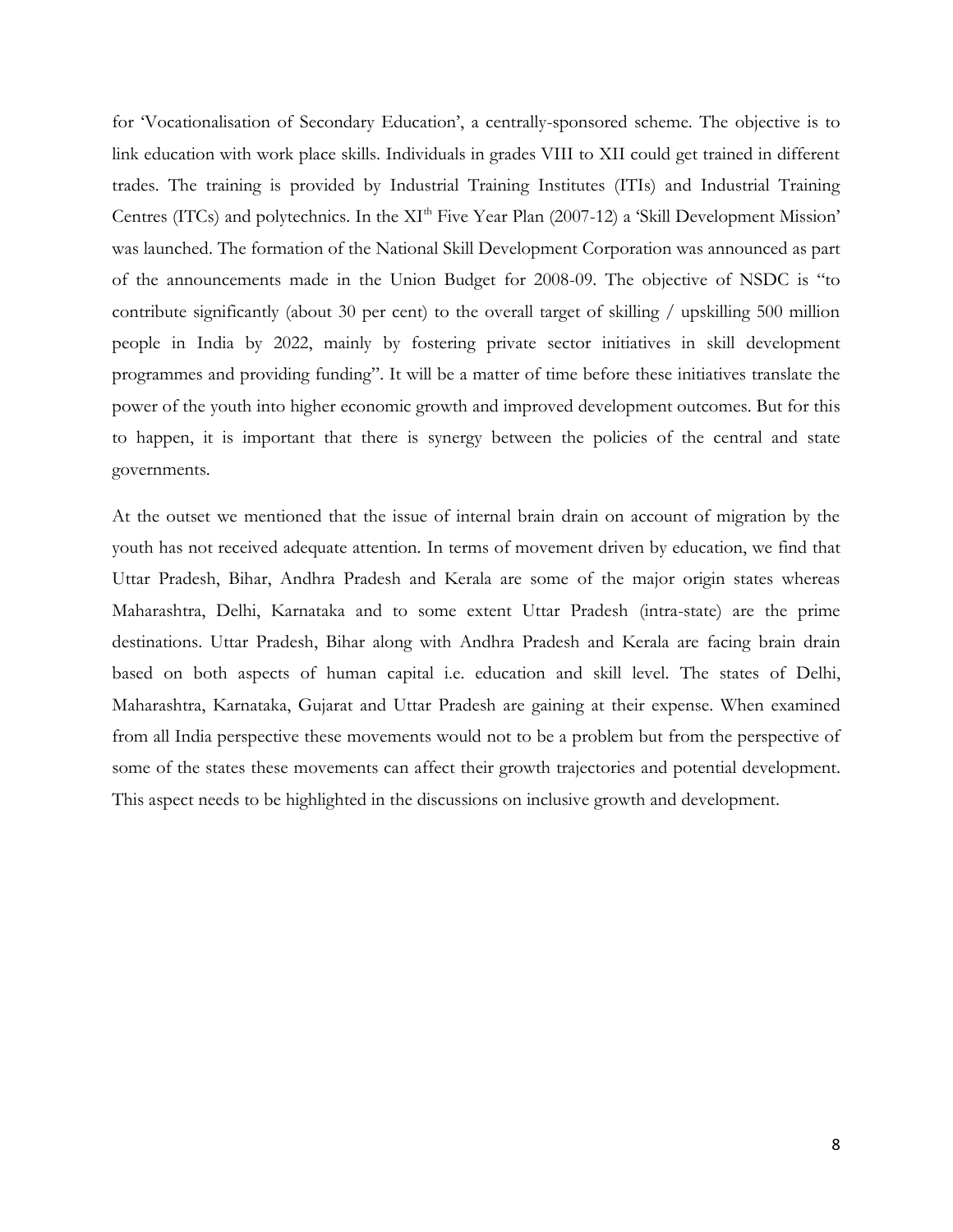for 'Vocationalisation of Secondary Education', a centrally-sponsored scheme. The objective is to link education with work place skills. Individuals in grades VIII to XII could get trained in different trades. The training is provided by Industrial Training Institutes (ITIs) and Industrial Training Centres (ITCs) and polytechnics. In the XI$^{th}$ Five Year Plan (2007-12) a 'Skill Development Mission' was launched. The formation of the National Skill Development Corporation was announced as part of the announcements made in the Union Budget for 2008-09. The objective of NSDC is "to contribute significantly (about 30 per cent) to the overall target of skilling / upskilling 500 million people in India by 2022, mainly by fostering private sector initiatives in skill development programmes and providing funding". It will be a matter of time before these initiatives translate the power of the youth into higher economic growth and improved development outcomes. But for this to happen, it is important that there is synergy between the policies of the central and state governments.

At the outset we mentioned that the issue of internal brain drain on account of migration by the youth has not received adequate attention. In terms of movement driven by education, we find that Uttar Pradesh, Bihar, Andhra Pradesh and Kerala are some of the major origin states whereas Maharashtra, Delhi, Karnataka and to some extent Uttar Pradesh (intra-state) are the prime destinations. Uttar Pradesh, Bihar along with Andhra Pradesh and Kerala are facing brain drain based on both aspects of human capital i.e. education and skill level. The states of Delhi, Maharashtra, Karnataka, Gujarat and Uttar Pradesh are gaining at their expense. When examined from all India perspective these movements would not to be a problem but from the perspective of some of the states these movements can affect their growth trajectories and potential development. This aspect needs to be highlighted in the discussions on inclusive growth and development.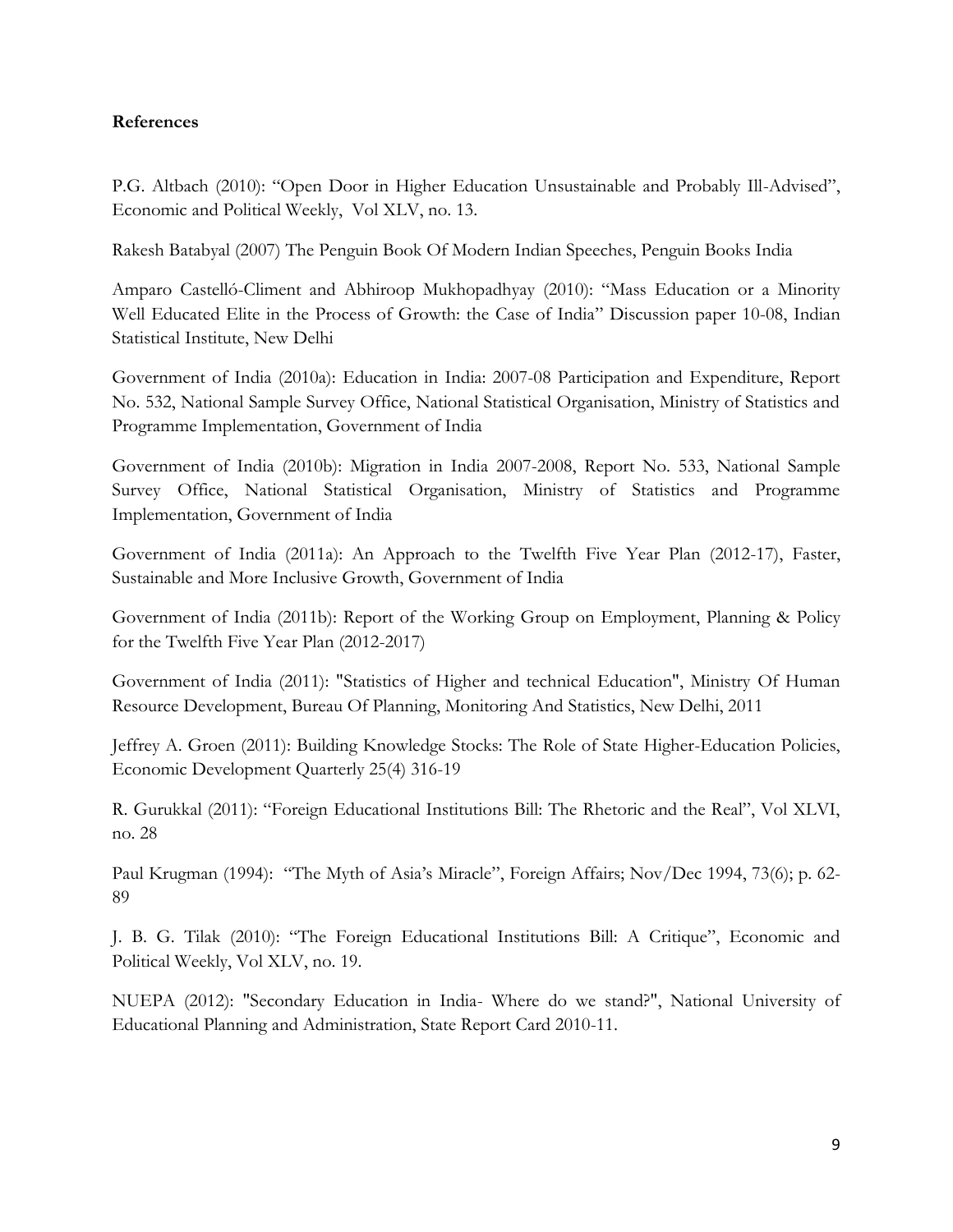**References**

P.G. Altbach (2010): "Open Door in Higher Education Unsustainable and Probably Ill-Advised", Economic and Political Weekly, Vol XLV, no. 13.

Rakesh Batabyal (2007) The Penguin Book Of Modern Indian Speeches, Penguin Books India

Amparo Castelló-Climent and Abhiroop Mukhopadhyay (2010): "Mass Education or a Minority Well Educated Elite in the Process of Growth: the Case of India" Discussion paper 10-08, Indian Statistical Institute, New Delhi

Government of India (2010a): Education in India: 2007-08 Participation and Expenditure, Report No. 532, National Sample Survey Office, National Statistical Organisation, Ministry of Statistics and Programme Implementation, Government of India

Government of India (2010b): Migration in India 2007-2008, Report No. 533, National Sample Survey Office, National Statistical Organisation, Ministry of Statistics and Programme Implementation, Government of India

Government of India (2011a): An Approach to the Twelfth Five Year Plan (2012-17), Faster, Sustainable and More Inclusive Growth, Government of India

Government of India (2011b): Report of the Working Group on Employment, Planning & Policy for the Twelfth Five Year Plan (2012-2017)

Government of India (2011): "Statistics of Higher and technical Education", Ministry Of Human Resource Development, Bureau Of Planning, Monitoring And Statistics, New Delhi, 2011

Jeffrey A. Groen (2011): Building Knowledge Stocks: The Role of State Higher-Education Policies, Economic Development Quarterly 25(4) 316-19

R. Gurukkal (2011): "Foreign Educational Institutions Bill: The Rhetoric and the Real", Vol XLVI, no. 28

Paul Krugman (1994): "The Myth of Asia's Miracle", Foreign Affairs; Nov/Dec 1994, 73(6); p. 62-89

J. B. G. Tilak (2010): "The Foreign Educational Institutions Bill: A Critique", Economic and Political Weekly, Vol XLV, no. 19.

NUEPA (2012): "Secondary Education in India- Where do we stand?", National University of Educational Planning and Administration, State Report Card 2010-11.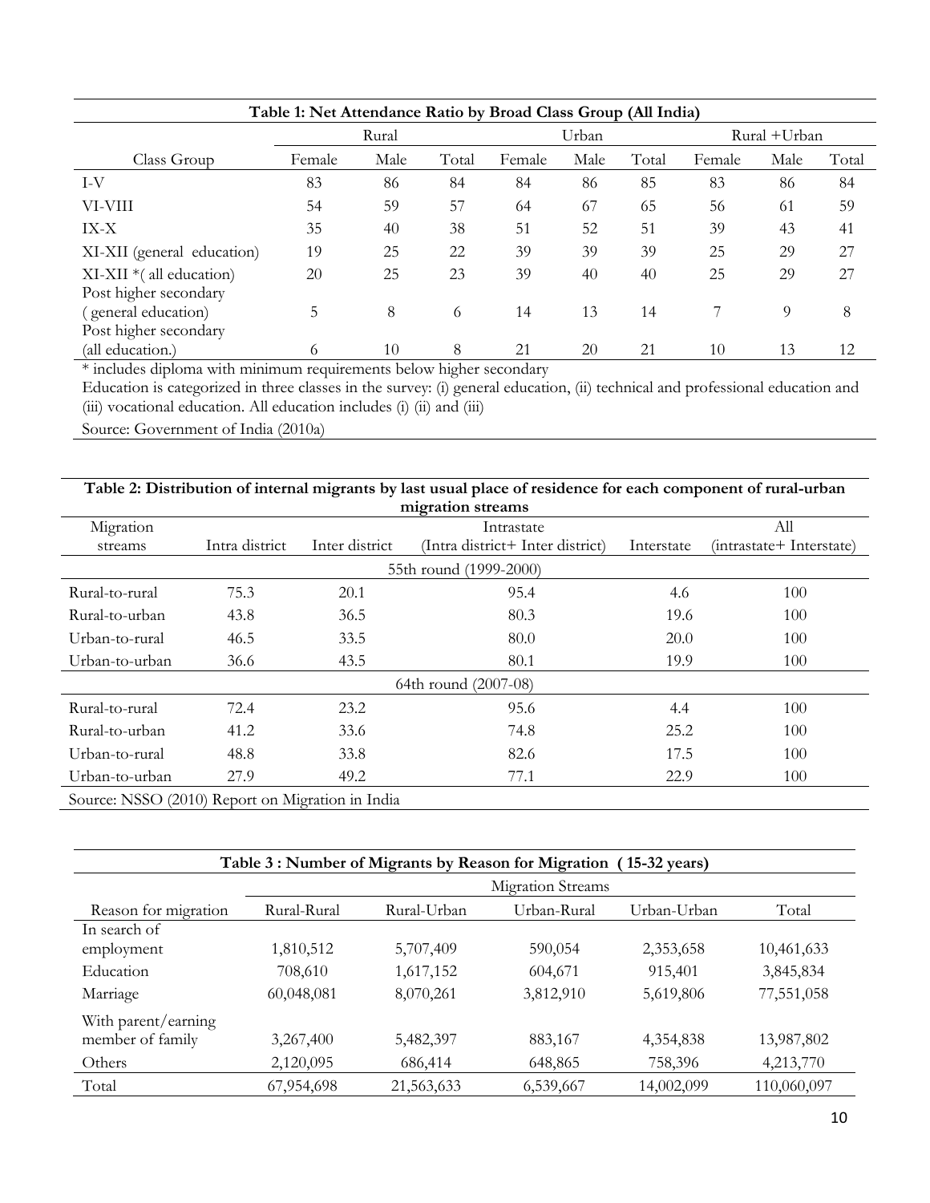**Table 1: Net Attendance Ratio by Broad Class Group (All India)**

| | Rural | | | Urban | | | Rural +Urban | | |
|---|---|---|---|---|---|---|---|---|---|
| Class Group | Female | Male | Total | Female | Male | Total | Female | Male | Total |
| I-V | 83 | 86 | 84 | 84 | 86 | 85 | 83 | 86 | 84 |
| VI-VIII | 54 | 59 | 57 | 64 | 67 | 65 | 56 | 61 | 59 |
| IX-X | 35 | 40 | 38 | 51 | 52 | 51 | 39 | 43 | 41 |
| XI-XII (general education) | 19 | 25 | 22 | 39 | 39 | 39 | 25 | 29 | 27 |
| XI-XII *( all education) | 20 | 25 | 23 | 39 | 40 | 40 | 25 | 29 | 27 |
| Post higher secondary ( general education) | 5 | 8 | 6 | 14 | 13 | 14 | 7 | 9 | 8 |
| Post higher secondary (all education.) | 6 | 10 | 8 | 21 | 20 | 21 | 10 | 13 | 12 |

* includes diploma with minimum requirements below higher secondary

Education is categorized in three classes in the survey: (i) general education, (ii) technical and professional education and (iii) vocational education. All education includes (i) (ii) and (iii)

Source: Government of India (2010a)

**Table 2: Distribution of internal migrants by last usual place of residence for each component of rural-urban migration streams**

| Migration streams | Intra district | Inter district | Intrastate (Intra district+ Inter district) | Interstate | All (intrastate+ Interstate) |
|---|---|---|---|---|---|
| | | | 55th round (1999-2000) | | |
| Rural-to-rural | 75.3 | 20.1 | 95.4 | 4.6 | 100 |
| Rural-to-urban | 43.8 | 36.5 | 80.3 | 19.6 | 100 |
| Urban-to-rural | 46.5 | 33.5 | 80.0 | 20.0 | 100 |
| Urban-to-urban | 36.6 | 43.5 | 80.1 | 19.9 | 100 |
| | | | 64th round (2007-08) | | |
| Rural-to-rural | 72.4 | 23.2 | 95.6 | 4.4 | 100 |
| Rural-to-urban | 41.2 | 33.6 | 74.8 | 25.2 | 100 |
| Urban-to-rural | 48.8 | 33.8 | 82.6 | 17.5 | 100 |
| Urban-to-urban | 27.9 | 49.2 | 77.1 | 22.9 | 100 |

Source: NSSO (2010) Report on Migration in India

**Table 3 : Number of Migrants by Reason for Migration ( 15-32 years)**

| | Migration Streams | | | | |
|---|---|---|---|---|---|
| Reason for migration | Rural-Rural | Rural-Urban | Urban-Rural | Urban-Urban | Total |
| In search of employment | 1,810,512 | 5,707,409 | 590,054 | 2,353,658 | 10,461,633 |
| Education | 708,610 | 1,617,152 | 604,671 | 915,401 | 3,845,834 |
| Marriage | 60,048,081 | 8,070,261 | 3,812,910 | 5,619,806 | 77,551,058 |
| With parent/earning member of family | 3,267,400 | 5,482,397 | 883,167 | 4,354,838 | 13,987,802 |
| Others | 2,120,095 | 686,414 | 648,865 | 758,396 | 4,213,770 |
| Total | 67,954,698 | 21,563,633 | 6,539,667 | 14,002,099 | 110,060,097 |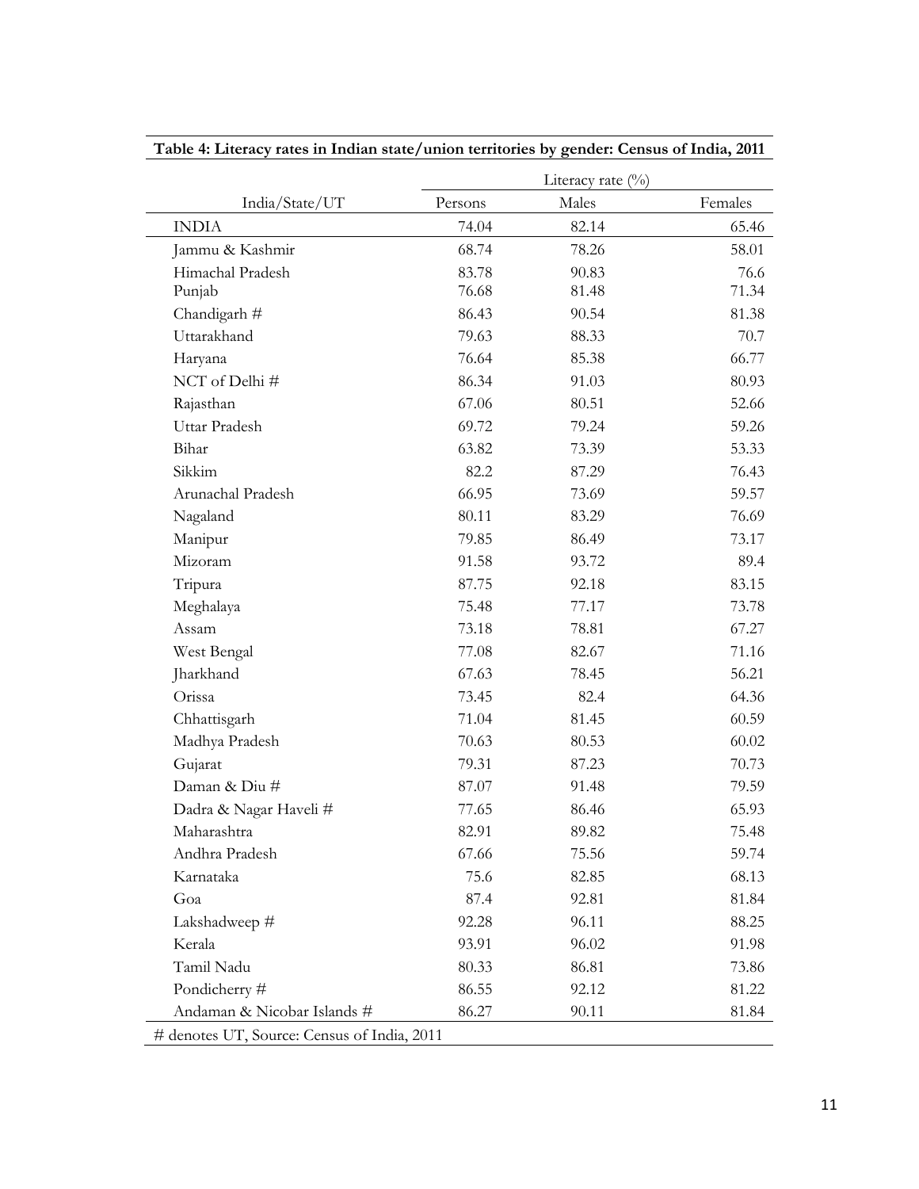**Table 4: Literacy rates in Indian state/union territories by gender: Census of India, 2011**

| India/State/UT | Literacy rate (%) | | |
|---|---|---|---|
| | Persons | Males | Females |
| INDIA | 74.04 | 82.14 | 65.46 |
| Jammu & Kashmir | 68.74 | 78.26 | 58.01 |
| Himachal Pradesh | 83.78 | 90.83 | 76.6 |
| Punjab | 76.68 | 81.48 | 71.34 |
| Chandigarh # | 86.43 | 90.54 | 81.38 |
| Uttarakhand | 79.63 | 88.33 | 70.7 |
| Haryana | 76.64 | 85.38 | 66.77 |
| NCT of Delhi # | 86.34 | 91.03 | 80.93 |
| Rajasthan | 67.06 | 80.51 | 52.66 |
| Uttar Pradesh | 69.72 | 79.24 | 59.26 |
| Bihar | 63.82 | 73.39 | 53.33 |
| Sikkim | 82.2 | 87.29 | 76.43 |
| Arunachal Pradesh | 66.95 | 73.69 | 59.57 |
| Nagaland | 80.11 | 83.29 | 76.69 |
| Manipur | 79.85 | 86.49 | 73.17 |
| Mizoram | 91.58 | 93.72 | 89.4 |
| Tripura | 87.75 | 92.18 | 83.15 |
| Meghalaya | 75.48 | 77.17 | 73.78 |
| Assam | 73.18 | 78.81 | 67.27 |
| West Bengal | 77.08 | 82.67 | 71.16 |
| Jharkhand | 67.63 | 78.45 | 56.21 |
| Orissa | 73.45 | 82.4 | 64.36 |
| Chhattisgarh | 71.04 | 81.45 | 60.59 |
| Madhya Pradesh | 70.63 | 80.53 | 60.02 |
| Gujarat | 79.31 | 87.23 | 70.73 |
| Daman & Diu # | 87.07 | 91.48 | 79.59 |
| Dadra & Nagar Haveli # | 77.65 | 86.46 | 65.93 |
| Maharashtra | 82.91 | 89.82 | 75.48 |
| Andhra Pradesh | 67.66 | 75.56 | 59.74 |
| Karnataka | 75.6 | 82.85 | 68.13 |
| Goa | 87.4 | 92.81 | 81.84 |
| Lakshadweep # | 92.28 | 96.11 | 88.25 |
| Kerala | 93.91 | 96.02 | 91.98 |
| Tamil Nadu | 80.33 | 86.81 | 73.86 |
| Pondicherry # | 86.55 | 92.12 | 81.22 |
| Andaman & Nicobar Islands # | 86.27 | 90.11 | 81.84 |

# denotes UT, Source: Census of India, 2011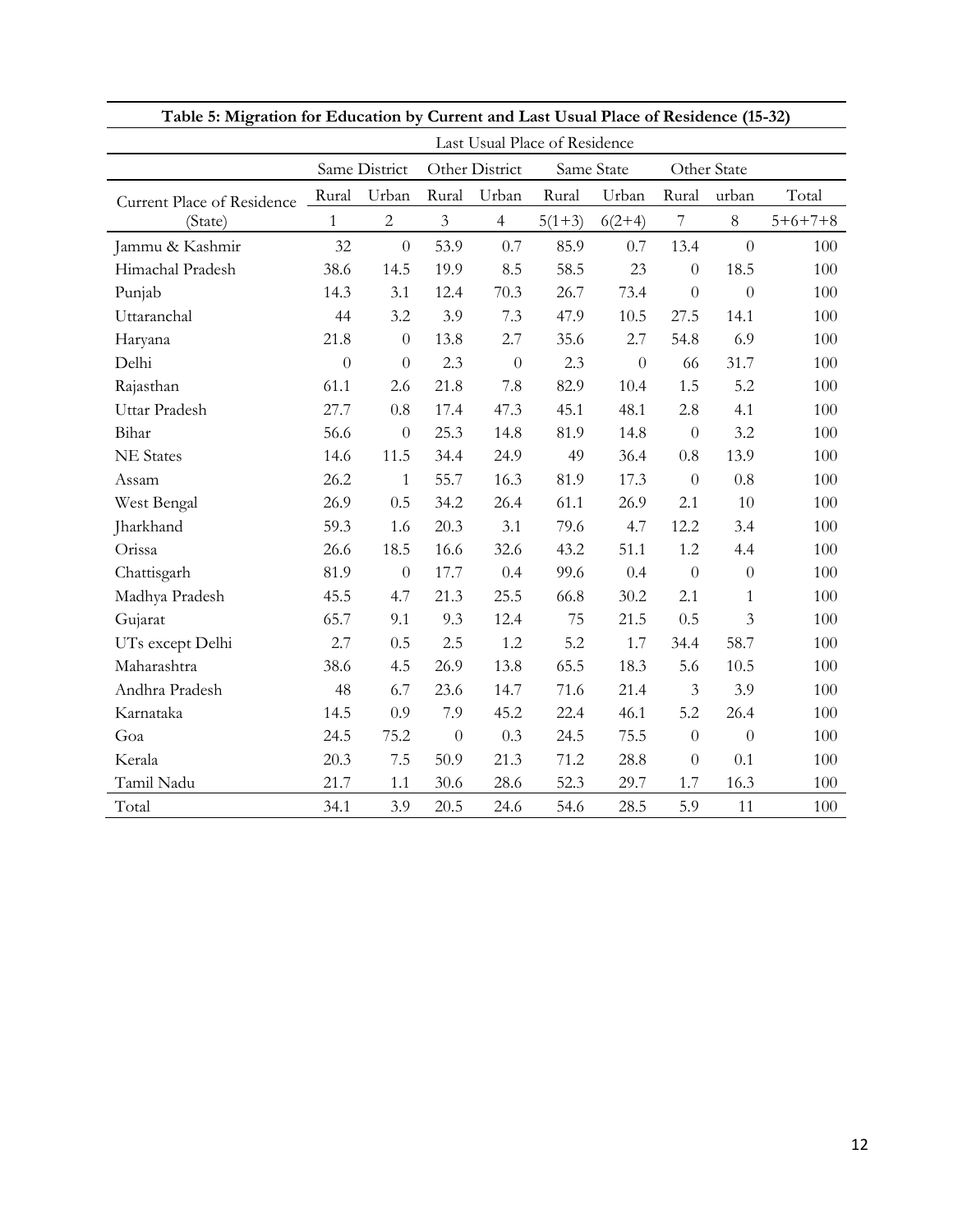**Table 5: Migration for Education by Current and Last Usual Place of Residence (15-32)**

| | Last Usual Place of Residence | | | | | | | | |
|---|---|---|---|---|---|---|---|---|---|
| | Same District | | Other District | | Same State | | Other State | | |
| Current Place of Residence | Rural | Urban | Rural | Urban | Rural | Urban | Rural | urban | Total |
| (State) | 1 | 2 | 3 | 4 | 5(1+3) | 6(2+4) | 7 | 8 | 5+6+7+8 |
| Jammu & Kashmir | 32 | 0 | 53.9 | 0.7 | 85.9 | 0.7 | 13.4 | 0 | 100 |
| Himachal Pradesh | 38.6 | 14.5 | 19.9 | 8.5 | 58.5 | 23 | 0 | 18.5 | 100 |
| Punjab | 14.3 | 3.1 | 12.4 | 70.3 | 26.7 | 73.4 | 0 | 0 | 100 |
| Uttaranchal | 44 | 3.2 | 3.9 | 7.3 | 47.9 | 10.5 | 27.5 | 14.1 | 100 |
| Haryana | 21.8 | 0 | 13.8 | 2.7 | 35.6 | 2.7 | 54.8 | 6.9 | 100 |
| Delhi | 0 | 0 | 2.3 | 0 | 2.3 | 0 | 66 | 31.7 | 100 |
| Rajasthan | 61.1 | 2.6 | 21.8 | 7.8 | 82.9 | 10.4 | 1.5 | 5.2 | 100 |
| Uttar Pradesh | 27.7 | 0.8 | 17.4 | 47.3 | 45.1 | 48.1 | 2.8 | 4.1 | 100 |
| Bihar | 56.6 | 0 | 25.3 | 14.8 | 81.9 | 14.8 | 0 | 3.2 | 100 |
| NE States | 14.6 | 11.5 | 34.4 | 24.9 | 49 | 36.4 | 0.8 | 13.9 | 100 |
| Assam | 26.2 | 1 | 55.7 | 16.3 | 81.9 | 17.3 | 0 | 0.8 | 100 |
| West Bengal | 26.9 | 0.5 | 34.2 | 26.4 | 61.1 | 26.9 | 2.1 | 10 | 100 |
| Jharkhand | 59.3 | 1.6 | 20.3 | 3.1 | 79.6 | 4.7 | 12.2 | 3.4 | 100 |
| Orissa | 26.6 | 18.5 | 16.6 | 32.6 | 43.2 | 51.1 | 1.2 | 4.4 | 100 |
| Chattisgarh | 81.9 | 0 | 17.7 | 0.4 | 99.6 | 0.4 | 0 | 0 | 100 |
| Madhya Pradesh | 45.5 | 4.7 | 21.3 | 25.5 | 66.8 | 30.2 | 2.1 | 1 | 100 |
| Gujarat | 65.7 | 9.1 | 9.3 | 12.4 | 75 | 21.5 | 0.5 | 3 | 100 |
| UTs except Delhi | 2.7 | 0.5 | 2.5 | 1.2 | 5.2 | 1.7 | 34.4 | 58.7 | 100 |
| Maharashtra | 38.6 | 4.5 | 26.9 | 13.8 | 65.5 | 18.3 | 5.6 | 10.5 | 100 |
| Andhra Pradesh | 48 | 6.7 | 23.6 | 14.7 | 71.6 | 21.4 | 3 | 3.9 | 100 |
| Karnataka | 14.5 | 0.9 | 7.9 | 45.2 | 22.4 | 46.1 | 5.2 | 26.4 | 100 |
| Goa | 24.5 | 75.2 | 0 | 0.3 | 24.5 | 75.5 | 0 | 0 | 100 |
| Kerala | 20.3 | 7.5 | 50.9 | 21.3 | 71.2 | 28.8 | 0 | 0.1 | 100 |
| Tamil Nadu | 21.7 | 1.1 | 30.6 | 28.6 | 52.3 | 29.7 | 1.7 | 16.3 | 100 |
| Total | 34.1 | 3.9 | 20.5 | 24.6 | 54.6 | 28.5 | 5.9 | 11 | 100 |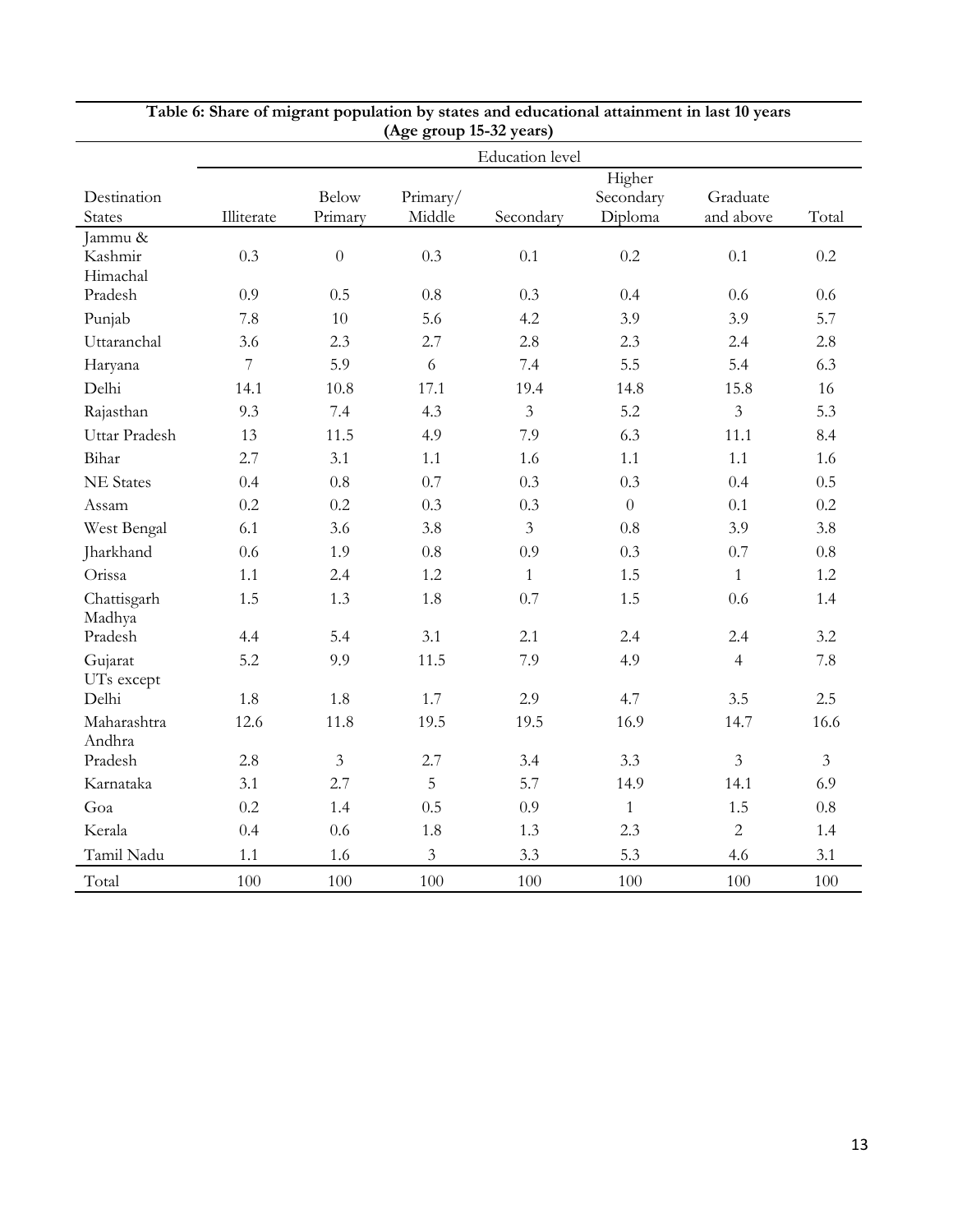**Table 6: Share of migrant population by states and educational attainment in last 10 years (Age group 15-32 years)**

| Destination States | Education level | | | | | | |
|---|---|---|---|---|---|---|---|
| | Illiterate | Below Primary | Primary/ Middle | Secondary | Higher Secondary Diploma | Graduate and above | Total |
| Jammu & Kashmir | 0.3 | 0 | 0.3 | 0.1 | 0.2 | 0.1 | 0.2 |
| Himachal Pradesh | 0.9 | 0.5 | 0.8 | 0.3 | 0.4 | 0.6 | 0.6 |
| Punjab | 7.8 | 10 | 5.6 | 4.2 | 3.9 | 3.9 | 5.7 |
| Uttaranchal | 3.6 | 2.3 | 2.7 | 2.8 | 2.3 | 2.4 | 2.8 |
| Haryana | 7 | 5.9 | 6 | 7.4 | 5.5 | 5.4 | 6.3 |
| Delhi | 14.1 | 10.8 | 17.1 | 19.4 | 14.8 | 15.8 | 16 |
| Rajasthan | 9.3 | 7.4 | 4.3 | 3 | 5.2 | 3 | 5.3 |
| Uttar Pradesh | 13 | 11.5 | 4.9 | 7.9 | 6.3 | 11.1 | 8.4 |
| Bihar | 2.7 | 3.1 | 1.1 | 1.6 | 1.1 | 1.1 | 1.6 |
| NE States | 0.4 | 0.8 | 0.7 | 0.3 | 0.3 | 0.4 | 0.5 |
| Assam | 0.2 | 0.2 | 0.3 | 0.3 | 0 | 0.1 | 0.2 |
| West Bengal | 6.1 | 3.6 | 3.8 | 3 | 0.8 | 3.9 | 3.8 |
| Jharkhand | 0.6 | 1.9 | 0.8 | 0.9 | 0.3 | 0.7 | 0.8 |
| Orissa | 1.1 | 2.4 | 1.2 | 1 | 1.5 | 1 | 1.2 |
| Chattisgarh | 1.5 | 1.3 | 1.8 | 0.7 | 1.5 | 0.6 | 1.4 |
| Madhya Pradesh | 4.4 | 5.4 | 3.1 | 2.1 | 2.4 | 2.4 | 3.2 |
| Gujarat | 5.2 | 9.9 | 11.5 | 7.9 | 4.9 | 4 | 7.8 |
| UTs except Delhi | 1.8 | 1.8 | 1.7 | 2.9 | 4.7 | 3.5 | 2.5 |
| Maharashtra | 12.6 | 11.8 | 19.5 | 19.5 | 16.9 | 14.7 | 16.6 |
| Andhra Pradesh | 2.8 | 3 | 2.7 | 3.4 | 3.3 | 3 | 3 |
| Karnataka | 3.1 | 2.7 | 5 | 5.7 | 14.9 | 14.1 | 6.9 |
| Goa | 0.2 | 1.4 | 0.5 | 0.9 | 1 | 1.5 | 0.8 |
| Kerala | 0.4 | 0.6 | 1.8 | 1.3 | 2.3 | 2 | 1.4 |
| Tamil Nadu | 1.1 | 1.6 | 3 | 3.3 | 5.3 | 4.6 | 3.1 |
| Total | 100 | 100 | 100 | 100 | 100 | 100 | 100 |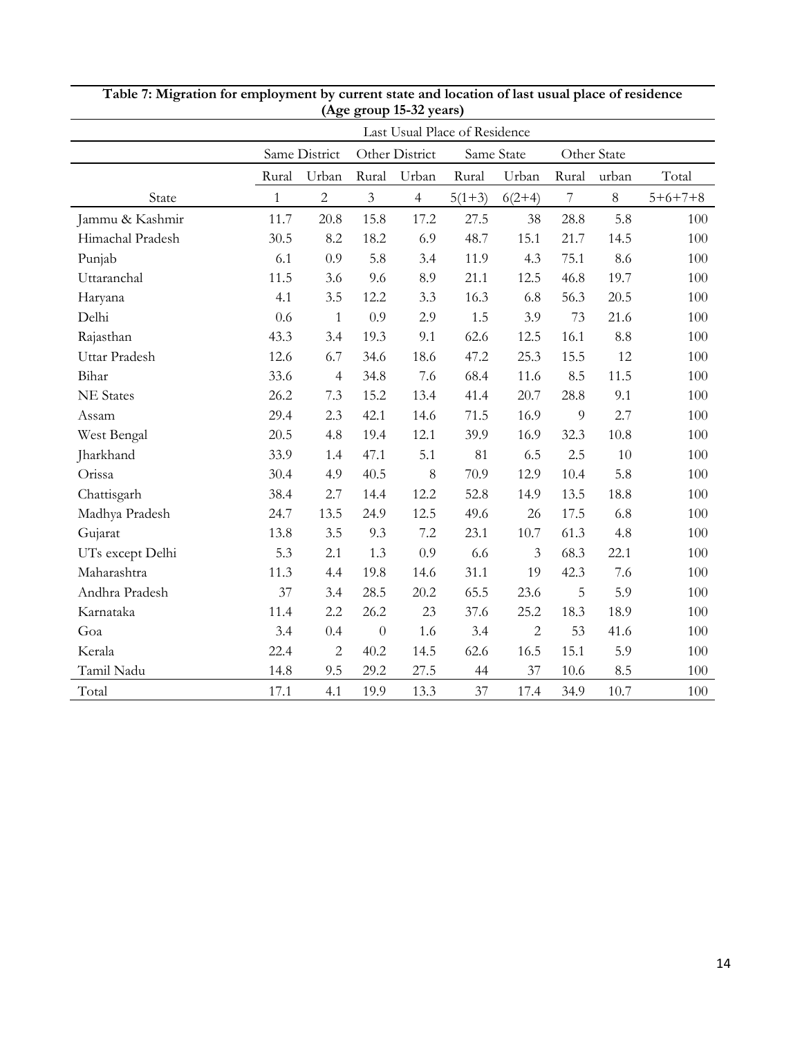**Table 7: Migration for employment by current state and location of last usual place of residence (Age group 15-32 years)**

| | Last Usual Place of Residence | | | | | | | | |
|---|---|---|---|---|---|---|---|---|---|
| | Same District | | Other District | | Same State | | Other State | | |
| | Rural | Urban | Rural | Urban | Rural | Urban | Rural | urban | Total |
| State | 1 | 2 | 3 | 4 | 5(1+3) | 6(2+4) | 7 | 8 | 5+6+7+8 |
| Jammu & Kashmir | 11.7 | 20.8 | 15.8 | 17.2 | 27.5 | 38 | 28.8 | 5.8 | 100 |
| Himachal Pradesh | 30.5 | 8.2 | 18.2 | 6.9 | 48.7 | 15.1 | 21.7 | 14.5 | 100 |
| Punjab | 6.1 | 0.9 | 5.8 | 3.4 | 11.9 | 4.3 | 75.1 | 8.6 | 100 |
| Uttaranchal | 11.5 | 3.6 | 9.6 | 8.9 | 21.1 | 12.5 | 46.8 | 19.7 | 100 |
| Haryana | 4.1 | 3.5 | 12.2 | 3.3 | 16.3 | 6.8 | 56.3 | 20.5 | 100 |
| Delhi | 0.6 | 1 | 0.9 | 2.9 | 1.5 | 3.9 | 73 | 21.6 | 100 |
| Rajasthan | 43.3 | 3.4 | 19.3 | 9.1 | 62.6 | 12.5 | 16.1 | 8.8 | 100 |
| Uttar Pradesh | 12.6 | 6.7 | 34.6 | 18.6 | 47.2 | 25.3 | 15.5 | 12 | 100 |
| Bihar | 33.6 | 4 | 34.8 | 7.6 | 68.4 | 11.6 | 8.5 | 11.5 | 100 |
| NE States | 26.2 | 7.3 | 15.2 | 13.4 | 41.4 | 20.7 | 28.8 | 9.1 | 100 |
| Assam | 29.4 | 2.3 | 42.1 | 14.6 | 71.5 | 16.9 | 9 | 2.7 | 100 |
| West Bengal | 20.5 | 4.8 | 19.4 | 12.1 | 39.9 | 16.9 | 32.3 | 10.8 | 100 |
| Jharkhand | 33.9 | 1.4 | 47.1 | 5.1 | 81 | 6.5 | 2.5 | 10 | 100 |
| Orissa | 30.4 | 4.9 | 40.5 | 8 | 70.9 | 12.9 | 10.4 | 5.8 | 100 |
| Chattisgarh | 38.4 | 2.7 | 14.4 | 12.2 | 52.8 | 14.9 | 13.5 | 18.8 | 100 |
| Madhya Pradesh | 24.7 | 13.5 | 24.9 | 12.5 | 49.6 | 26 | 17.5 | 6.8 | 100 |
| Gujarat | 13.8 | 3.5 | 9.3 | 7.2 | 23.1 | 10.7 | 61.3 | 4.8 | 100 |
| UTs except Delhi | 5.3 | 2.1 | 1.3 | 0.9 | 6.6 | 3 | 68.3 | 22.1 | 100 |
| Maharashtra | 11.3 | 4.4 | 19.8 | 14.6 | 31.1 | 19 | 42.3 | 7.6 | 100 |
| Andhra Pradesh | 37 | 3.4 | 28.5 | 20.2 | 65.5 | 23.6 | 5 | 5.9 | 100 |
| Karnataka | 11.4 | 2.2 | 26.2 | 23 | 37.6 | 25.2 | 18.3 | 18.9 | 100 |
| Goa | 3.4 | 0.4 | 0 | 1.6 | 3.4 | 2 | 53 | 41.6 | 100 |
| Kerala | 22.4 | 2 | 40.2 | 14.5 | 62.6 | 16.5 | 15.1 | 5.9 | 100 |
| Tamil Nadu | 14.8 | 9.5 | 29.2 | 27.5 | 44 | 37 | 10.6 | 8.5 | 100 |
| Total | 17.1 | 4.1 | 19.9 | 13.3 | 37 | 17.4 | 34.9 | 10.7 | 100 |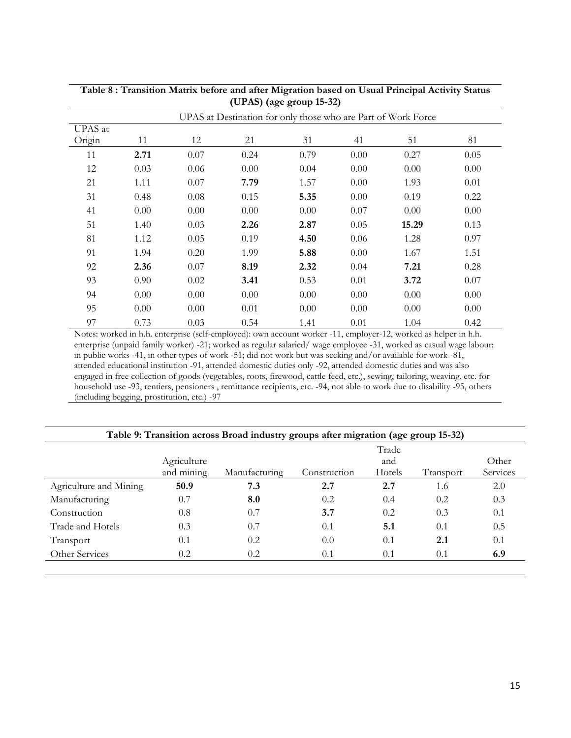**Table 8 : Transition Matrix before and after Migration based on Usual Principal Activity Status (UPAS) (age group 15-32)**

| UPAS at Origin | UPAS at Destination for only those who are Part of Work Force | | | | | | |
|---|---|---|---|---|---|---|---|
| | 11 | 12 | 21 | 31 | 41 | 51 | 81 |
| 11 | **2.71** | 0.07 | 0.24 | 0.79 | 0.00 | 0.27 | 0.05 |
| 12 | 0.03 | 0.06 | 0.00 | 0.04 | 0.00 | 0.00 | 0.00 |
| 21 | 1.11 | 0.07 | **7.79** | 1.57 | 0.00 | 1.93 | 0.01 |
| 31 | 0.48 | 0.08 | 0.15 | **5.35** | 0.00 | 0.19 | 0.22 |
| 41 | 0.00 | 0.00 | 0.00 | 0.00 | 0.07 | 0.00 | 0.00 |
| 51 | 1.40 | 0.03 | **2.26** | **2.87** | 0.05 | **15.29** | 0.13 |
| 81 | 1.12 | 0.05 | 0.19 | **4.50** | 0.06 | 1.28 | 0.97 |
| 91 | 1.94 | 0.20 | 1.99 | **5.88** | 0.00 | 1.67 | 1.51 |
| 92 | **2.36** | 0.07 | **8.19** | **2.32** | 0.04 | **7.21** | 0.28 |
| 93 | 0.90 | 0.02 | **3.41** | 0.53 | 0.01 | **3.72** | 0.07 |
| 94 | 0.00 | 0.00 | 0.00 | 0.00 | 0.00 | 0.00 | 0.00 |
| 95 | 0.00 | 0.00 | 0.01 | 0.00 | 0.00 | 0.00 | 0.00 |
| 97 | 0.73 | 0.03 | 0.54 | 1.41 | 0.01 | 1.04 | 0.42 |

Notes: worked in h.h. enterprise (self-employed): own account worker -11, employer-12, worked as helper in h.h. enterprise (unpaid family worker) -21; worked as regular salaried/ wage employee -31, worked as casual wage labour: in public works -41, in other types of work -51; did not work but was seeking and/or available for work -81, attended educational institution -91, attended domestic duties only -92, attended domestic duties and was also engaged in free collection of goods (vegetables, roots, firewood, cattle feed, etc.), sewing, tailoring, weaving, etc. for household use -93, rentiers, pensioners , remittance recipients, etc. -94, not able to work due to disability -95, others (including begging, prostitution, etc.) -97

**Table 9: Transition across Broad industry groups after migration (age group 15-32)**

| | Agriculture and mining | Manufacturing | Construction | Trade and Hotels | Transport | Other Services |
|---|---|---|---|---|---|---|
| Agriculture and Mining | **50.9** | **7.3** | **2.7** | **2.7** | 1.6 | 2.0 |
| Manufacturing | 0.7 | **8.0** | 0.2 | 0.4 | 0.2 | 0.3 |
| Construction | 0.8 | 0.7 | **3.7** | 0.2 | 0.3 | 0.1 |
| Trade and Hotels | 0.3 | 0.7 | 0.1 | **5.1** | 0.1 | 0.5 |
| Transport | 0.1 | 0.2 | 0.0 | 0.1 | **2.1** | 0.1 |
| Other Services | 0.2 | 0.2 | 0.1 | 0.1 | 0.1 | **6.9** |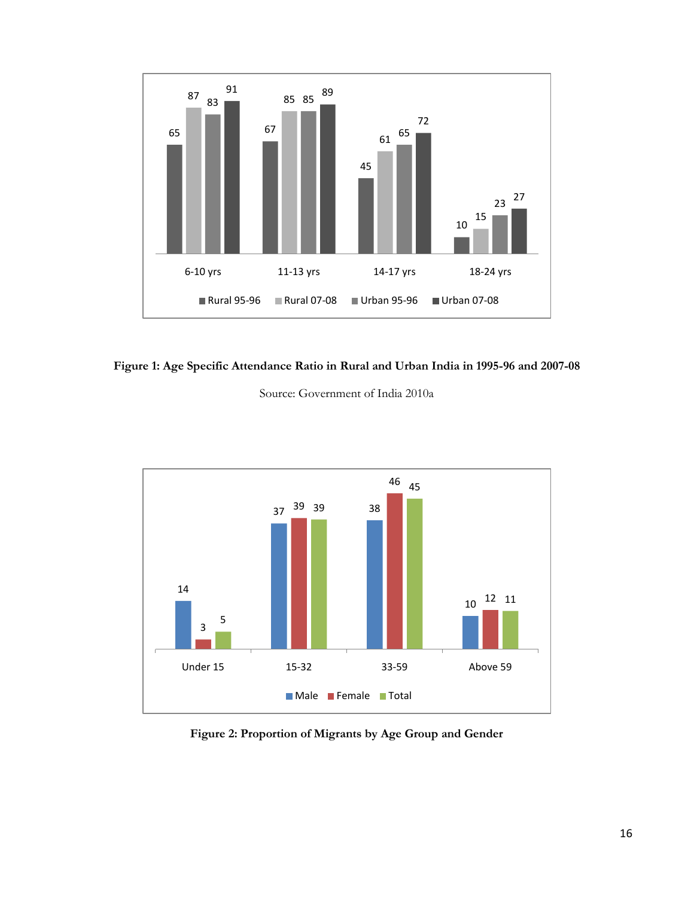| | Rural 95-96 | Rural 07-08 | Urban 95-96 | Urban 07-08 |
|---|---|---|---|---|
| 6-10 yrs | 65 | 87 | 83 | 91 |
| 11-13 yrs | 67 | 85 | 85 | 89 |
| 14-17 yrs | 45 | 61 | 65 | 72 |
| 18-24 yrs | 10 | 15 | 23 | 27 |

**Figure 1: Age Specific Attendance Ratio in Rural and Urban India in 1995-96 and 2007-08**

Source: Government of India 2010a

| | Male | Female | Total |
|---|---|---|---|
| Under 15 | 14 | 3 | 5 |
| 15-32 | 37 | 39 | 39 |
| 33-59 | 38 | 46 | 45 |
| Above 59 | 10 | 12 | 11 |

**Figure 2: Proportion of Migrants by Age Group and Gender**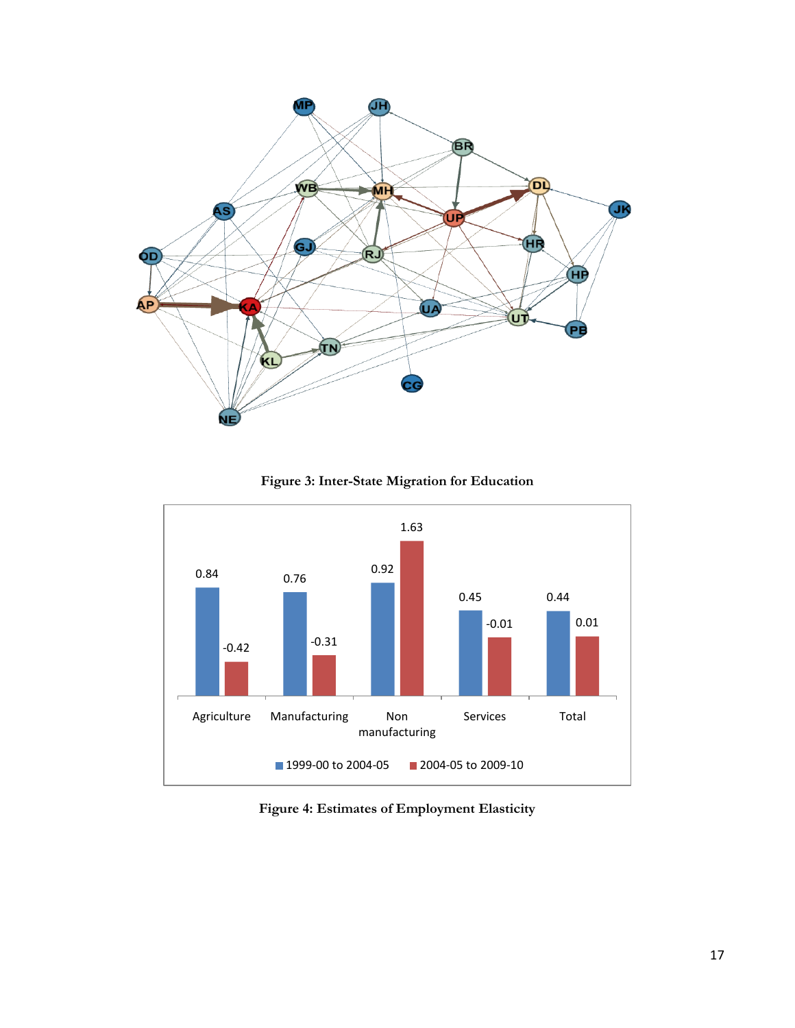Figure 3: Inter-State Migration for Education

| | Agriculture | Manufacturing | Non manufacturing | Services | Total |
|---|---|---|---|---|---|
| 1999-00 to 2004-05 | 0.84 | 0.76 | 0.92 | 0.45 | 0.44 |
| 2004-05 to 2009-10 | -0.42 | -0.31 | 1.63 | -0.01 | 0.01 |

Figure 4: Estimates of Employment Elasticity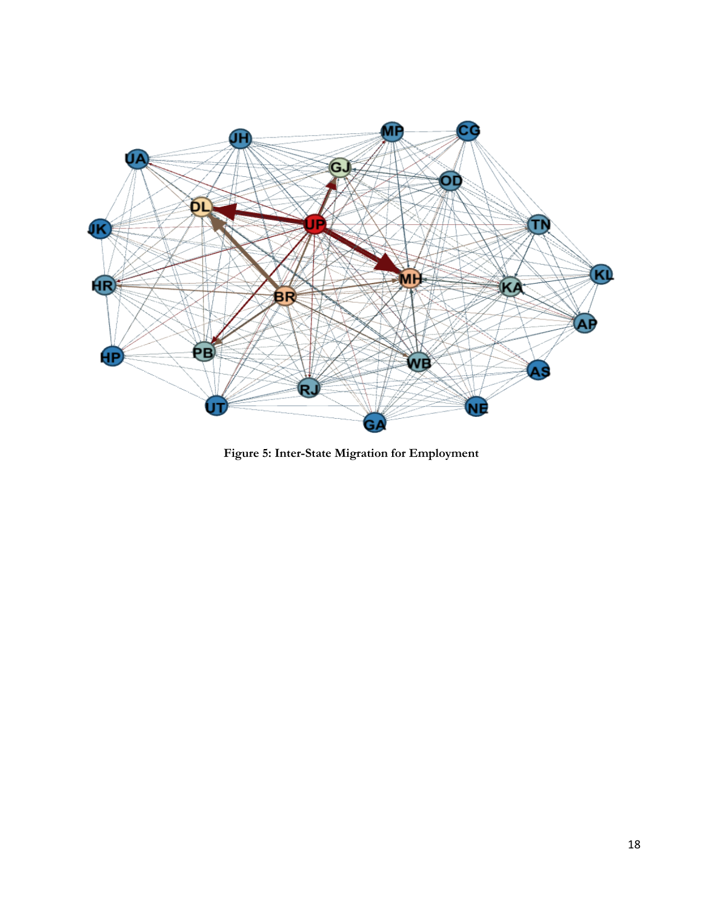JH

MP

CG

UA

GJ

OD

DL

UP

TN

JK

KL

HR

BR

MH

KA

AP

HP

PB

WB

AS

RJ

UT

NE

GA

**Figure 5: Inter-State Migration for Employment**